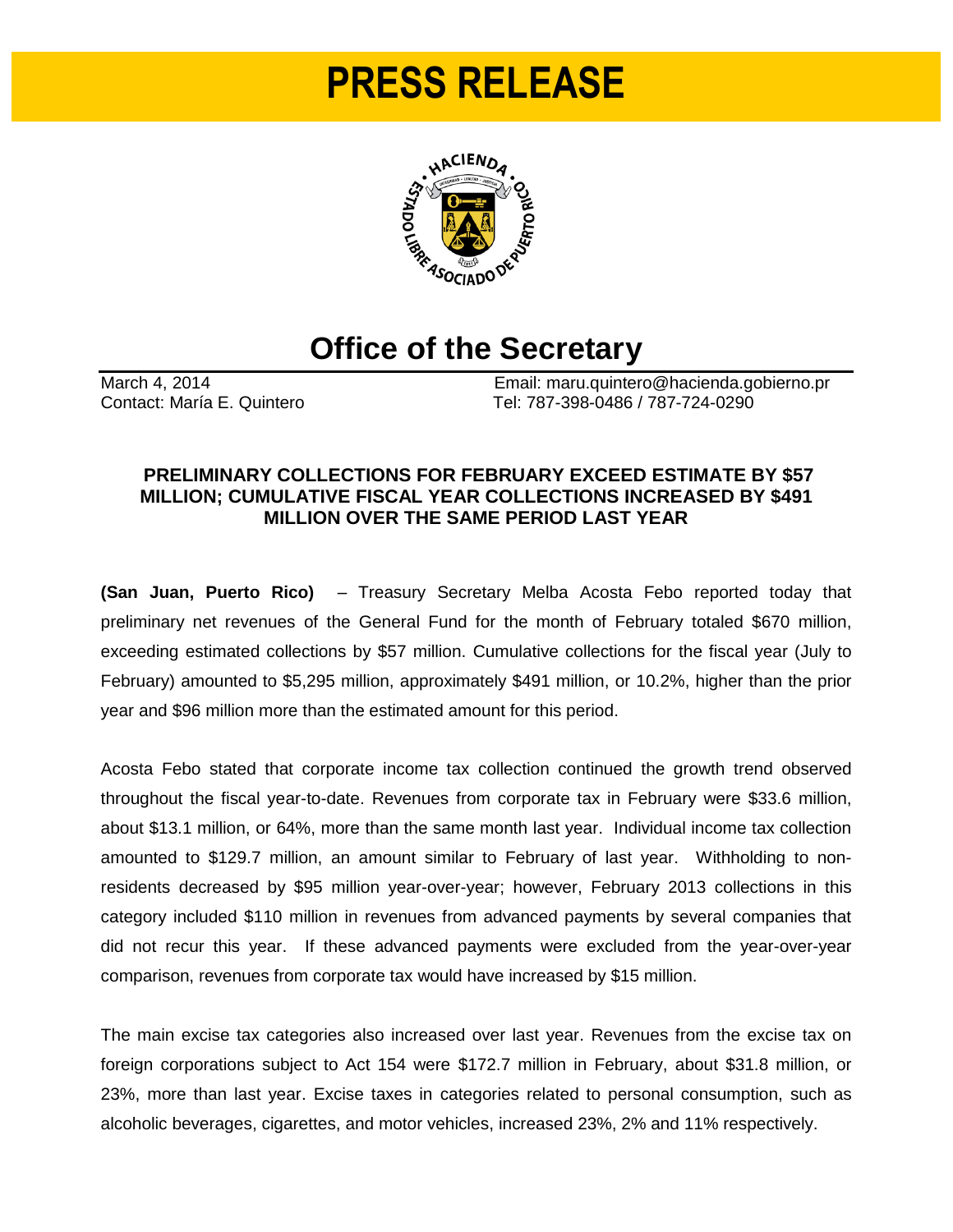# PRESS RELEASE

## Office of the Secretary

March 4, 2014
Contact: María E. Quintero

Email: maru.quintero@hacienda.gobierno.pr
Tel: 787-398-0486 / 787-724-0290

### PRELIMINARY COLLECTIONS FOR FEBRUARY EXCEED ESTIMATE BY $57 MILLION; CUMULATIVE FISCAL YEAR COLLECTIONS INCREASED BY $491 MILLION OVER THE SAME PERIOD LAST YEAR

**(San Juan, Puerto Rico)** – Treasury Secretary Melba Acosta Febo reported today that preliminary net revenues of the General Fund for the month of February totaled $670 million, exceeding estimated collections by $57 million. Cumulative collections for the fiscal year (July to February) amounted to $5,295 million, approximately $491 million, or 10.2%, higher than the prior year and $96 million more than the estimated amount for this period.

Acosta Febo stated that corporate income tax collection continued the growth trend observed throughout the fiscal year-to-date. Revenues from corporate tax in February were $33.6 million, about $13.1 million, or 64%, more than the same month last year. Individual income tax collection amounted to $129.7 million, an amount similar to February of last year. Withholding to non-residents decreased by $95 million year-over-year; however, February 2013 collections in this category included $110 million in revenues from advanced payments by several companies that did not recur this year. If these advanced payments were excluded from the year-over-year comparison, revenues from corporate tax would have increased by $15 million.

The main excise tax categories also increased over last year. Revenues from the excise tax on foreign corporations subject to Act 154 were $172.7 million in February, about $31.8 million, or 23%, more than last year. Excise taxes in categories related to personal consumption, such as alcoholic beverages, cigarettes, and motor vehicles, increased 23%, 2% and 11% respectively.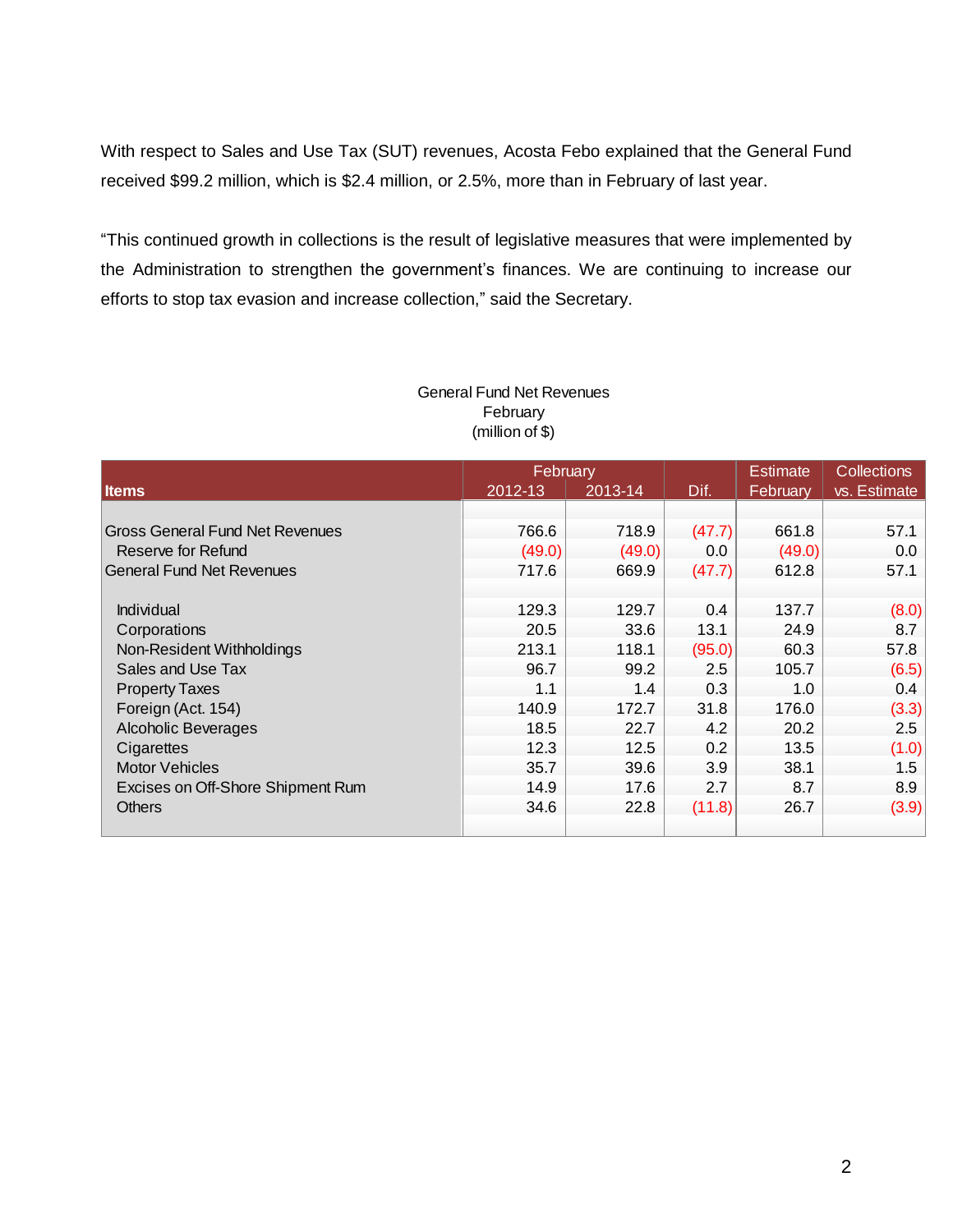With respect to Sales and Use Tax (SUT) revenues, Acosta Febo explained that the General Fund received $99.2 million, which is $2.4 million, or 2.5%, more than in February of last year.

"This continued growth in collections is the result of legislative measures that were implemented by the Administration to strengthen the government's finances. We are continuing to increase our efforts to stop tax evasion and increase collection," said the Secretary.

General Fund Net Revenues
February
(million of $)

| Items | February 2012-13 | February 2013-14 | Dif. | Estimate February | Collections vs. Estimate |
|---|---|---|---|---|---|
| Gross General Fund Net Revenues | 766.6 | 718.9 | (47.7) | 661.8 | 57.1 |
| Reserve for Refund | (49.0) | (49.0) | 0.0 | (49.0) | 0.0 |
| General Fund Net Revenues | 717.6 | 669.9 | (47.7) | 612.8 | 57.1 |
| Individual | 129.3 | 129.7 | 0.4 | 137.7 | (8.0) |
| Corporations | 20.5 | 33.6 | 13.1 | 24.9 | 8.7 |
| Non-Resident Withholdings | 213.1 | 118.1 | (95.0) | 60.3 | 57.8 |
| Sales and Use Tax | 96.7 | 99.2 | 2.5 | 105.7 | (6.5) |
| Property Taxes | 1.1 | 1.4 | 0.3 | 1.0 | 0.4 |
| Foreign (Act. 154) | 140.9 | 172.7 | 31.8 | 176.0 | (3.3) |
| Alcoholic Beverages | 18.5 | 22.7 | 4.2 | 20.2 | 2.5 |
| Cigarettes | 12.3 | 12.5 | 0.2 | 13.5 | (1.0) |
| Motor Vehicles | 35.7 | 39.6 | 3.9 | 38.1 | 1.5 |
| Excises on Off-Shore Shipment Rum | 14.9 | 17.6 | 2.7 | 8.7 | 8.9 |
| Others | 34.6 | 22.8 | (11.8) | 26.7 | (3.9) |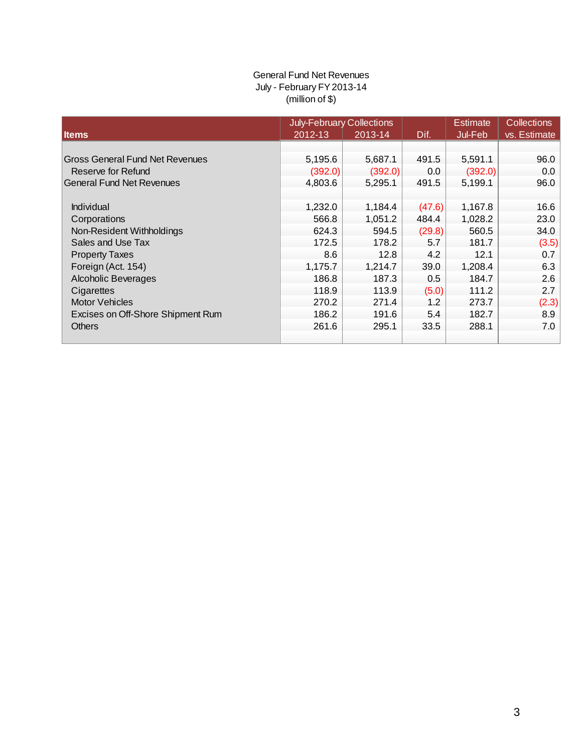General Fund Net Revenues
July - February FY 2013-14
(million of $)

| Items | July-February Collections 2012-13 | 2013-14 | Dif. | Estimate Jul-Feb | Collections vs. Estimate |
|---|---|---|---|---|---|
| Gross General Fund Net Revenues | 5,195.6 | 5,687.1 | 491.5 | 5,591.1 | 96.0 |
| Reserve for Refund | (392.0) | (392.0) | 0.0 | (392.0) | 0.0 |
| General Fund Net Revenues | 4,803.6 | 5,295.1 | 491.5 | 5,199.1 | 96.0 |
| Individual | 1,232.0 | 1,184.4 | (47.6) | 1,167.8 | 16.6 |
| Corporations | 566.8 | 1,051.2 | 484.4 | 1,028.2 | 23.0 |
| Non-Resident Withholdings | 624.3 | 594.5 | (29.8) | 560.5 | 34.0 |
| Sales and Use Tax | 172.5 | 178.2 | 5.7 | 181.7 | (3.5) |
| Property Taxes | 8.6 | 12.8 | 4.2 | 12.1 | 0.7 |
| Foreign (Act. 154) | 1,175.7 | 1,214.7 | 39.0 | 1,208.4 | 6.3 |
| Alcoholic Beverages | 186.8 | 187.3 | 0.5 | 184.7 | 2.6 |
| Cigarettes | 118.9 | 113.9 | (5.0) | 111.2 | 2.7 |
| Motor Vehicles | 270.2 | 271.4 | 1.2 | 273.7 | (2.3) |
| Excises on Off-Shore Shipment Rum | 186.2 | 191.6 | 5.4 | 182.7 | 8.9 |
| Others | 261.6 | 295.1 | 33.5 | 288.1 | 7.0 |